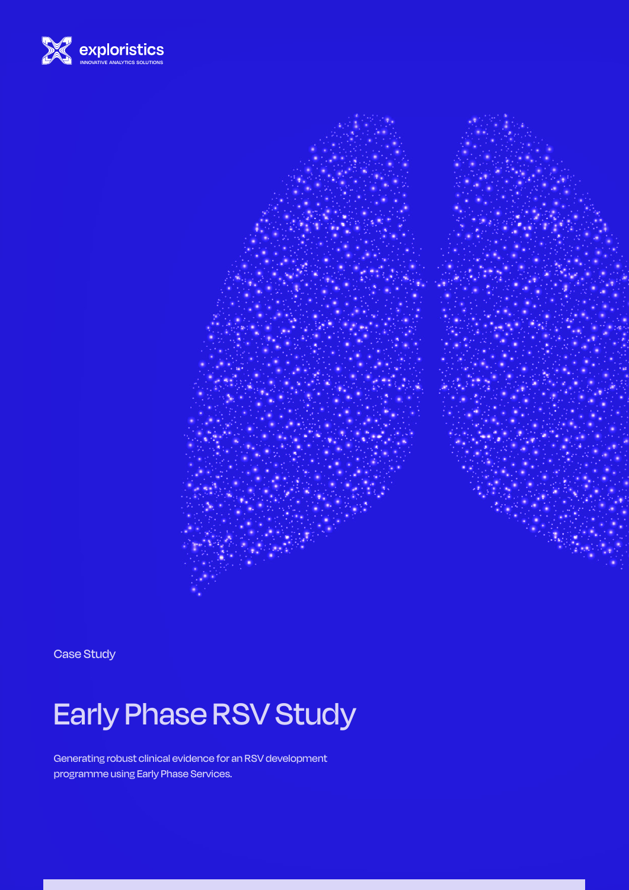exploristics

INNOVATIVE ANALYTICS SOLUTIONS

Case Study

# Early Phase RSV Study

Generating robust clinical evidence for an RSV development programme using Early Phase Services.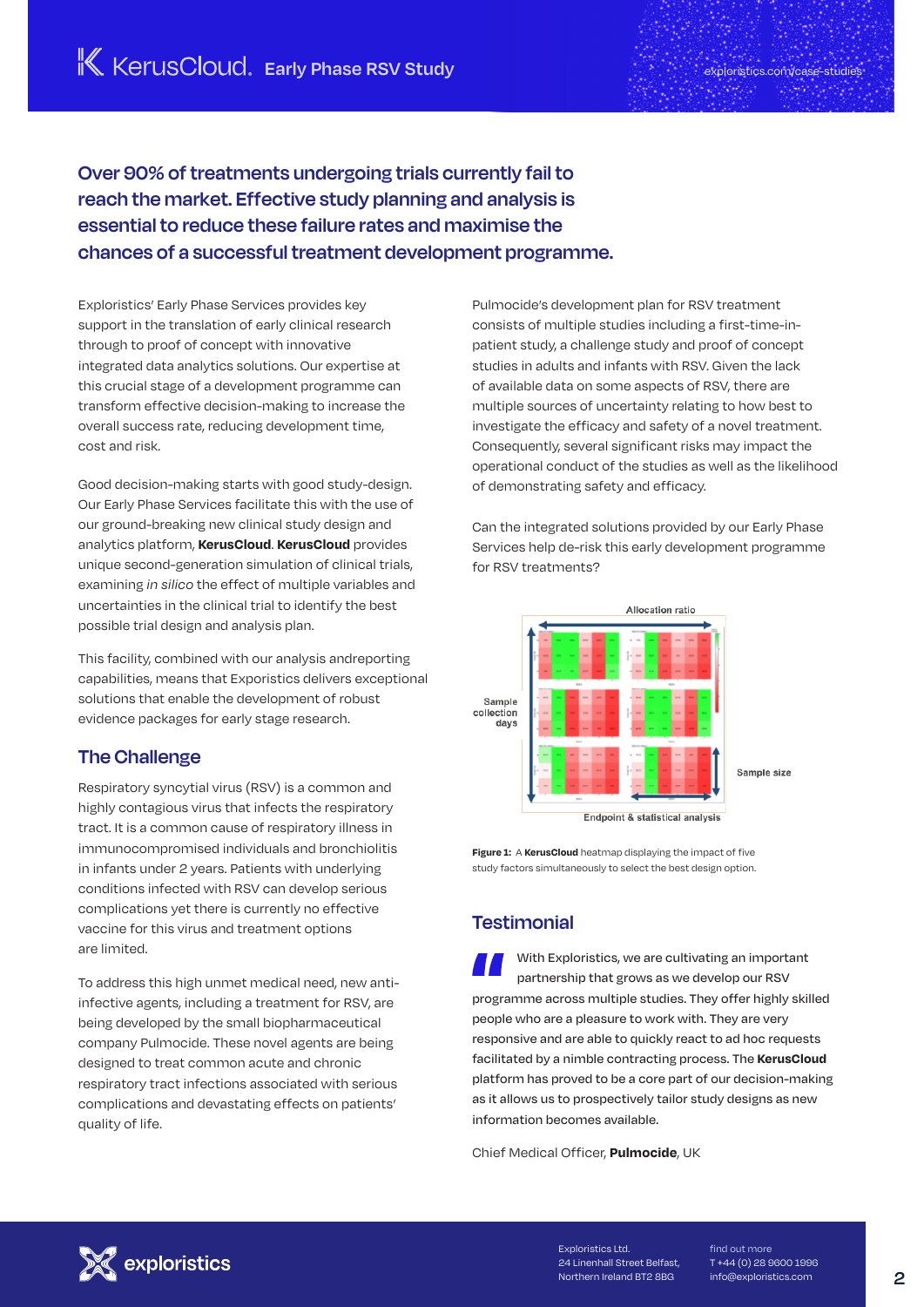**Over 90% of treatments undergoing trials currently fail to reach the market. Effective study planning and analysis is essential to reduce these failure rates and maximise the chances of a successful treatment development programme.**

Exploristics' Early Phase Services provides key support in the translation of early clinical research through to proof of concept with innovative integrated data analytics solutions. Our expertise at this crucial stage of a development programme can transform effective decision-making to increase the overall success rate, reducing development time, cost and risk.

Good decision-making starts with good study-design. Our Early Phase Services facilitate this with the use of our ground-breaking new clinical study design and analytics platform, **KerusCloud**. **KerusCloud** provides unique second-generation simulation of clinical trials, examining *in silico* the effect of multiple variables and uncertainties in the clinical trial to identify the best possible trial design and analysis plan.

This facility, combined with our analysis andreporting capabilities, means that Exporistics delivers exceptional solutions that enable the development of robust evidence packages for early stage research.

## The Challenge

Respiratory syncytial virus (RSV) is a common and highly contagious virus that infects the respiratory tract. It is a common cause of respiratory illness in immunocompromised individuals and bronchiolitis in infants under 2 years. Patients with underlying conditions infected with RSV can develop serious complications yet there is currently no effective vaccine for this virus and treatment options are limited.

To address this high unmet medical need, new anti-infective agents, including a treatment for RSV, are being developed by the small biopharmaceutical company Pulmocide. These novel agents are being designed to treat common acute and chronic respiratory tract infections associated with serious complications and devastating effects on patients' quality of life.

Pulmocide's development plan for RSV treatment consists of multiple studies including a first-time-in-patient study, a challenge study and proof of concept studies in adults and infants with RSV. Given the lack of available data on some aspects of RSV, there are multiple sources of uncertainty relating to how best to investigate the efficacy and safety of a novel treatment. Consequently, several significant risks may impact the operational conduct of the studies as well as the likelihood of demonstrating safety and efficacy.

Can the integrated solutions provided by our Early Phase Services help de-risk this early development programme for RSV treatments?

**Figure 1:** A **KerusCloud** heatmap displaying the impact of five study factors simultaneously to select the best design option.

## Testimonial

With Exploristics, we are cultivating an important partnership that grows as we develop our RSV programme across multiple studies. They offer highly skilled people who are a pleasure to work with. They are very responsive and are able to quickly react to ad hoc requests facilitated by a nimble contracting process. The **KerusCloud** platform has proved to be a core part of our decision-making as it allows us to prospectively tailor study designs as new information becomes available.

Chief Medical Officer, **Pulmocide**, UK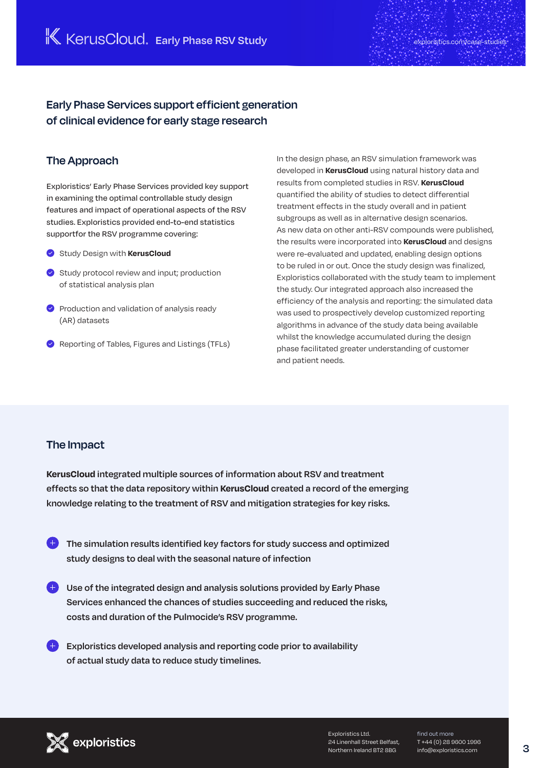# Early Phase Services support efficient generation of clinical evidence for early stage research

## The Approach

Exploristics' Early Phase Services provided key support in examining the optimal controllable study design features and impact of operational aspects of the RSV studies. Exploristics provided end-to-end statistics supportfor the RSV programme covering:

- Study Design with **KerusCloud**
- Study protocol review and input; production of statistical analysis plan
- Production and validation of analysis ready (AR) datasets
- Reporting of Tables, Figures and Listings (TFLs)

In the design phase, an RSV simulation framework was developed in **KerusCloud** using natural history data and results from completed studies in RSV. **KerusCloud** quantified the ability of studies to detect differential treatment effects in the study overall and in patient subgroups as well as in alternative design scenarios. As new data on other anti-RSV compounds were published, the results were incorporated into **KerusCloud** and designs were re-evaluated and updated, enabling design options to be ruled in or out. Once the study design was finalized, Exploristics collaborated with the study team to implement the study. Our integrated approach also increased the efficiency of the analysis and reporting: the simulated data was used to prospectively develop customized reporting algorithms in advance of the study data being available whilst the knowledge accumulated during the design phase facilitated greater understanding of customer and patient needs.

## The Impact

**KerusCloud** integrated multiple sources of information about RSV and treatment effects so that the data repository within **KerusCloud** created a record of the emerging knowledge relating to the treatment of RSV and mitigation strategies for key risks.

- The simulation results identified key factors for study success and optimized study designs to deal with the seasonal nature of infection
- Use of the integrated design and analysis solutions provided by Early Phase Services enhanced the chances of studies succeeding and reduced the risks, costs and duration of the Pulmocide's RSV programme.
- Exploristics developed analysis and reporting code prior to availability of actual study data to reduce study timelines.

Exploristics Ltd.
24 Linenhall Street Belfast,
Northern Ireland BT2 8BG

find out more
T +44 (0) 28 9600 1996
info@exploristics.com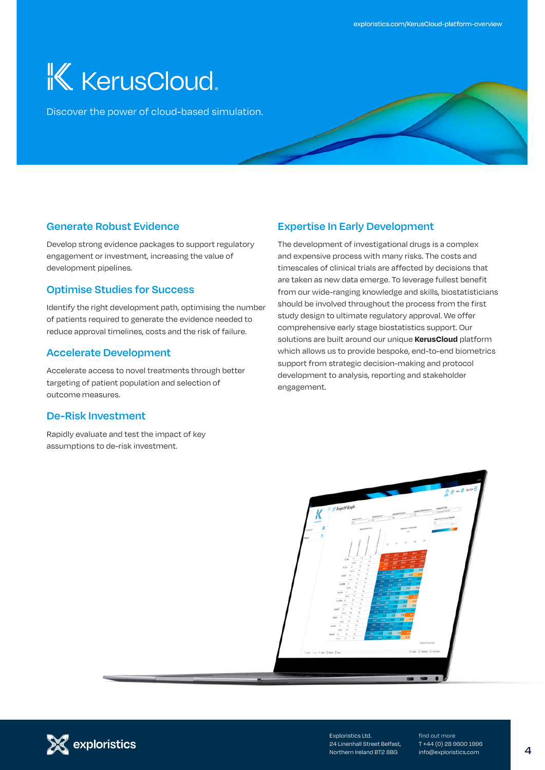explorisitics.com/KerusCloud-platform-overview

# KerusCloud

Discover the power of cloud-based simulation.

## Generate Robust Evidence

Develop strong evidence packages to support regulatory engagement or investment, increasing the value of development pipelines.

## Optimise Studies for Success

Identify the right development path, optimising the number of patients required to generate the evidence needed to reduce approval timelines, costs and the risk of failure.

## Accelerate Development

Accelerate access to novel treatments through better targeting of patient population and selection of outcome measures.

## De-Risk Investment

Rapidly evaluate and test the impact of key assumptions to de-risk investment.

## Expertise In Early Development

The development of investigational drugs is a complex and expensive process with many risks. The costs and timescales of clinical trials are affected by decisions that are taken as new data emerge. To leverage fullest benefit from our wide-ranging knowledge and skills, biostatisticians should be involved throughout the process from the first study design to ultimate regulatory approval. We offer comprehensive early stage biostatistics support. Our solutions are built around our unique **KerusCloud** platform which allows us to provide bespoke, end-to-end biometrics support from strategic decision-making and protocol development to analysis, reporting and stakeholder engagement.

exploristics

Exploristics Ltd.
24 Linenhall Street Belfast,
Northern Ireland BT2 8BG

find out more
T +44 (0) 28 9600 1996
info@exploristics.com